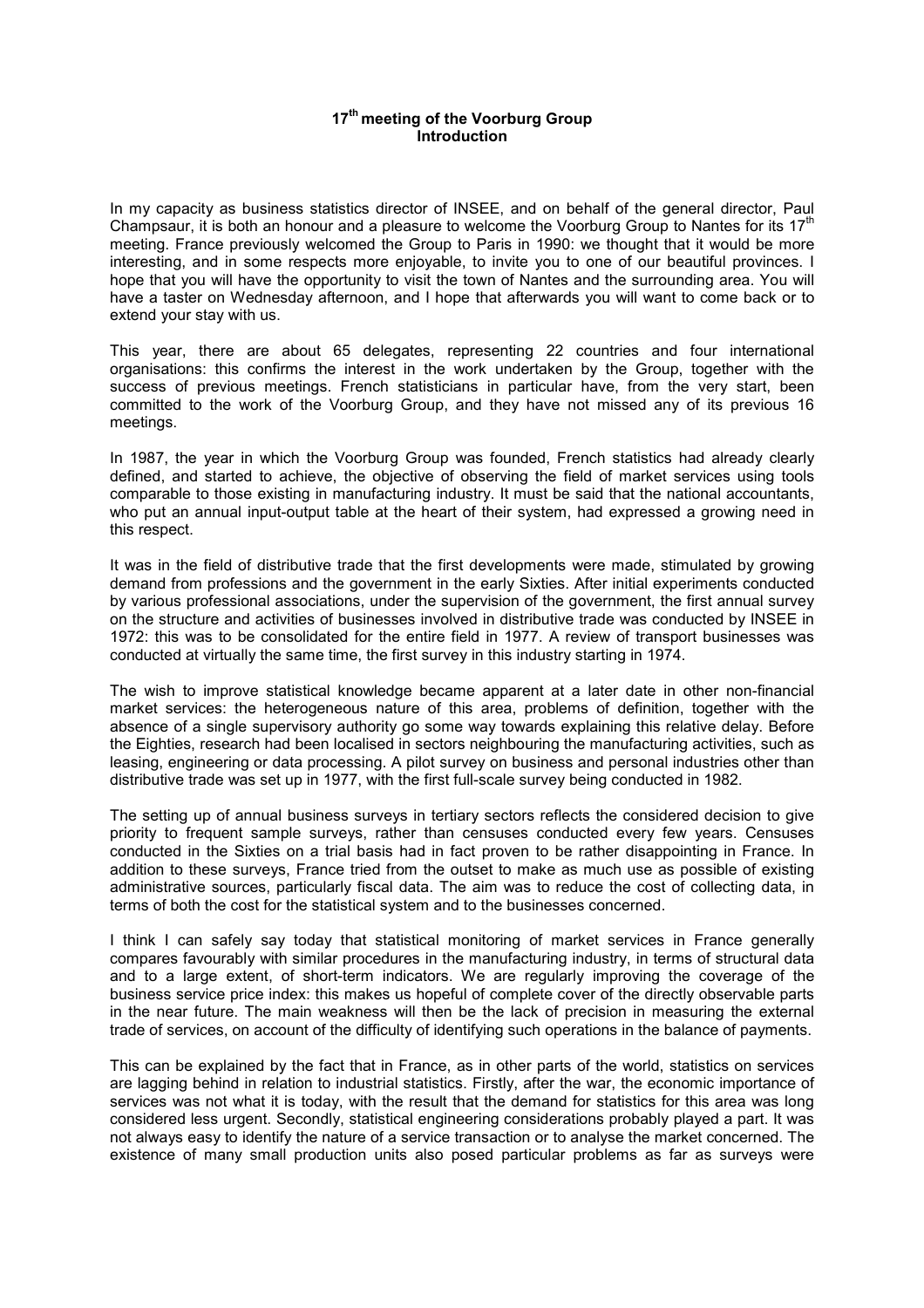# 17th meeting of the Voorburg Group
## Introduction

In my capacity as business statistics director of INSEE, and on behalf of the general director, Paul Champsaur, it is both an honour and a pleasure to welcome the Voorburg Group to Nantes for its 17th meeting. France previously welcomed the Group to Paris in 1990: we thought that it would be more interesting, and in some respects more enjoyable, to invite you to one of our beautiful provinces. I hope that you will have the opportunity to visit the town of Nantes and the surrounding area. You will have a taster on Wednesday afternoon, and I hope that afterwards you will want to come back or to extend your stay with us.

This year, there are about 65 delegates, representing 22 countries and four international organisations: this confirms the interest in the work undertaken by the Group, together with the success of previous meetings. French statisticians in particular have, from the very start, been committed to the work of the Voorburg Group, and they have not missed any of its previous 16 meetings.

In 1987, the year in which the Voorburg Group was founded, French statistics had already clearly defined, and started to achieve, the objective of observing the field of market services using tools comparable to those existing in manufacturing industry. It must be said that the national accountants, who put an annual input-output table at the heart of their system, had expressed a growing need in this respect.

It was in the field of distributive trade that the first developments were made, stimulated by growing demand from professions and the government in the early Sixties. After initial experiments conducted by various professional associations, under the supervision of the government, the first annual survey on the structure and activities of businesses involved in distributive trade was conducted by INSEE in 1972: this was to be consolidated for the entire field in 1977. A review of transport businesses was conducted at virtually the same time, the first survey in this industry starting in 1974.

The wish to improve statistical knowledge became apparent at a later date in other non-financial market services: the heterogeneous nature of this area, problems of definition, together with the absence of a single supervisory authority go some way towards explaining this relative delay. Before the Eighties, research had been localised in sectors neighbouring the manufacturing activities, such as leasing, engineering or data processing. A pilot survey on business and personal industries other than distributive trade was set up in 1977, with the first full-scale survey being conducted in 1982.

The setting up of annual business surveys in tertiary sectors reflects the considered decision to give priority to frequent sample surveys, rather than censuses conducted every few years. Censuses conducted in the Sixties on a trial basis had in fact proven to be rather disappointing in France. In addition to these surveys, France tried from the outset to make as much use as possible of existing administrative sources, particularly fiscal data. The aim was to reduce the cost of collecting data, in terms of both the cost for the statistical system and to the businesses concerned.

I think I can safely say today that statistical monitoring of market services in France generally compares favourably with similar procedures in the manufacturing industry, in terms of structural data and to a large extent, of short-term indicators. We are regularly improving the coverage of the business service price index: this makes us hopeful of complete cover of the directly observable parts in the near future. The main weakness will then be the lack of precision in measuring the external trade of services, on account of the difficulty of identifying such operations in the balance of payments.

This can be explained by the fact that in France, as in other parts of the world, statistics on services are lagging behind in relation to industrial statistics. Firstly, after the war, the economic importance of services was not what it is today, with the result that the demand for statistics for this area was long considered less urgent. Secondly, statistical engineering considerations probably played a part. It was not always easy to identify the nature of a service transaction or to analyse the market concerned. The existence of many small production units also posed particular problems as far as surveys were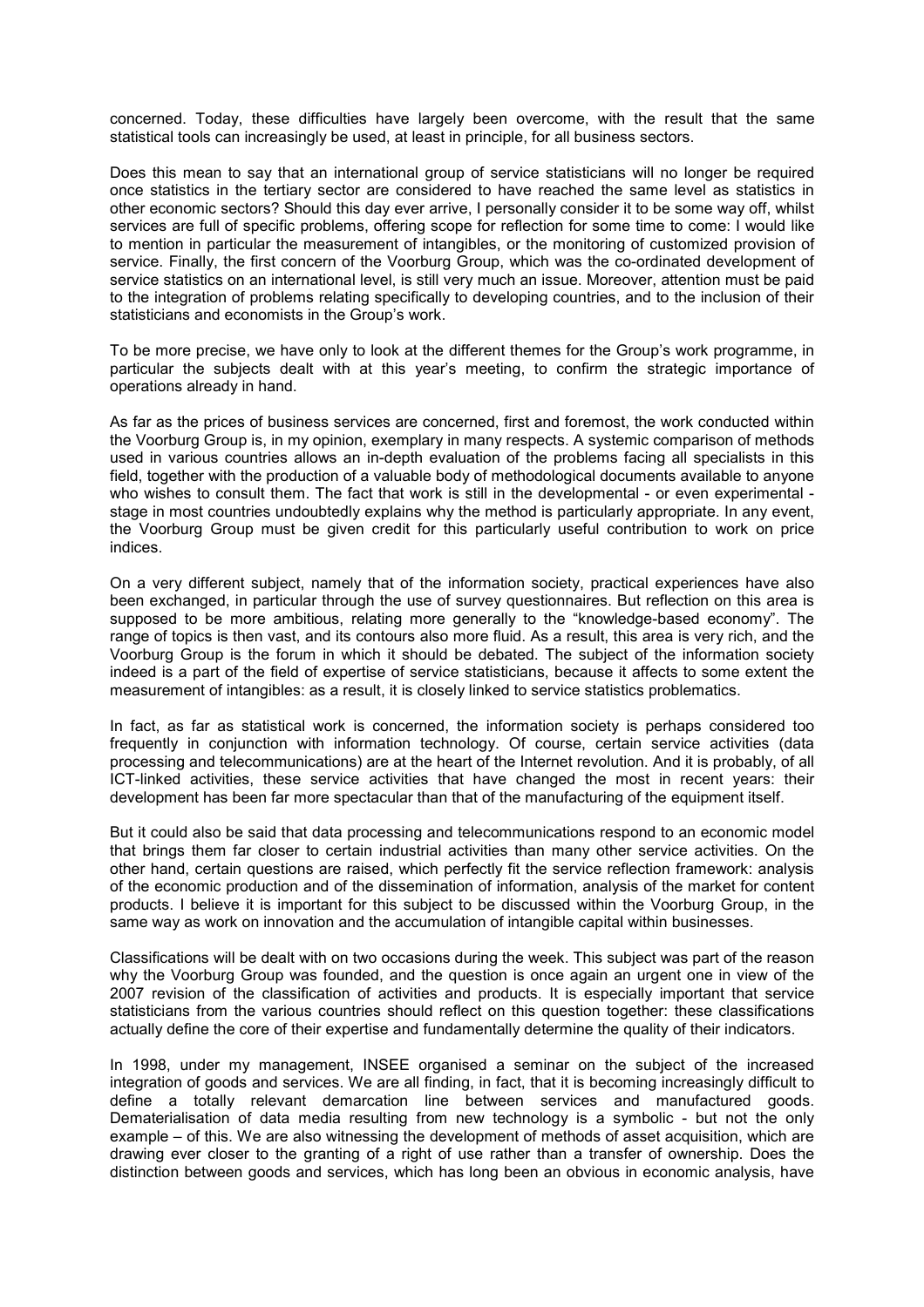concerned. Today, these difficulties have largely been overcome, with the result that the same statistical tools can increasingly be used, at least in principle, for all business sectors.

Does this mean to say that an international group of service statisticians will no longer be required once statistics in the tertiary sector are considered to have reached the same level as statistics in other economic sectors? Should this day ever arrive, I personally consider it to be some way off, whilst services are full of specific problems, offering scope for reflection for some time to come: I would like to mention in particular the measurement of intangibles, or the monitoring of customized provision of service. Finally, the first concern of the Voorburg Group, which was the co-ordinated development of service statistics on an international level, is still very much an issue. Moreover, attention must be paid to the integration of problems relating specifically to developing countries, and to the inclusion of their statisticians and economists in the Group's work.

To be more precise, we have only to look at the different themes for the Group's work programme, in particular the subjects dealt with at this year's meeting, to confirm the strategic importance of operations already in hand.

As far as the prices of business services are concerned, first and foremost, the work conducted within the Voorburg Group is, in my opinion, exemplary in many respects. A systemic comparison of methods used in various countries allows an in-depth evaluation of the problems facing all specialists in this field, together with the production of a valuable body of methodological documents available to anyone who wishes to consult them. The fact that work is still in the developmental - or even experimental - stage in most countries undoubtedly explains why the method is particularly appropriate. In any event, the Voorburg Group must be given credit for this particularly useful contribution to work on price indices.

On a very different subject, namely that of the information society, practical experiences have also been exchanged, in particular through the use of survey questionnaires. But reflection on this area is supposed to be more ambitious, relating more generally to the "knowledge-based economy". The range of topics is then vast, and its contours also more fluid. As a result, this area is very rich, and the Voorburg Group is the forum in which it should be debated. The subject of the information society indeed is a part of the field of expertise of service statisticians, because it affects to some extent the measurement of intangibles: as a result, it is closely linked to service statistics problematics.

In fact, as far as statistical work is concerned, the information society is perhaps considered too frequently in conjunction with information technology. Of course, certain service activities (data processing and telecommunications) are at the heart of the Internet revolution. And it is probably, of all ICT-linked activities, these service activities that have changed the most in recent years: their development has been far more spectacular than that of the manufacturing of the equipment itself.

But it could also be said that data processing and telecommunications respond to an economic model that brings them far closer to certain industrial activities than many other service activities. On the other hand, certain questions are raised, which perfectly fit the service reflection framework: analysis of the economic production and of the dissemination of information, analysis of the market for content products. I believe it is important for this subject to be discussed within the Voorburg Group, in the same way as work on innovation and the accumulation of intangible capital within businesses.

Classifications will be dealt with on two occasions during the week. This subject was part of the reason why the Voorburg Group was founded, and the question is once again an urgent one in view of the 2007 revision of the classification of activities and products. It is especially important that service statisticians from the various countries should reflect on this question together: these classifications actually define the core of their expertise and fundamentally determine the quality of their indicators.

In 1998, under my management, INSEE organised a seminar on the subject of the increased integration of goods and services. We are all finding, in fact, that it is becoming increasingly difficult to define a totally relevant demarcation line between services and manufactured goods. Dematerialisation of data media resulting from new technology is a symbolic - but not the only example – of this. We are also witnessing the development of methods of asset acquisition, which are drawing ever closer to the granting of a right of use rather than a transfer of ownership. Does the distinction between goods and services, which has long been an obvious in economic analysis, have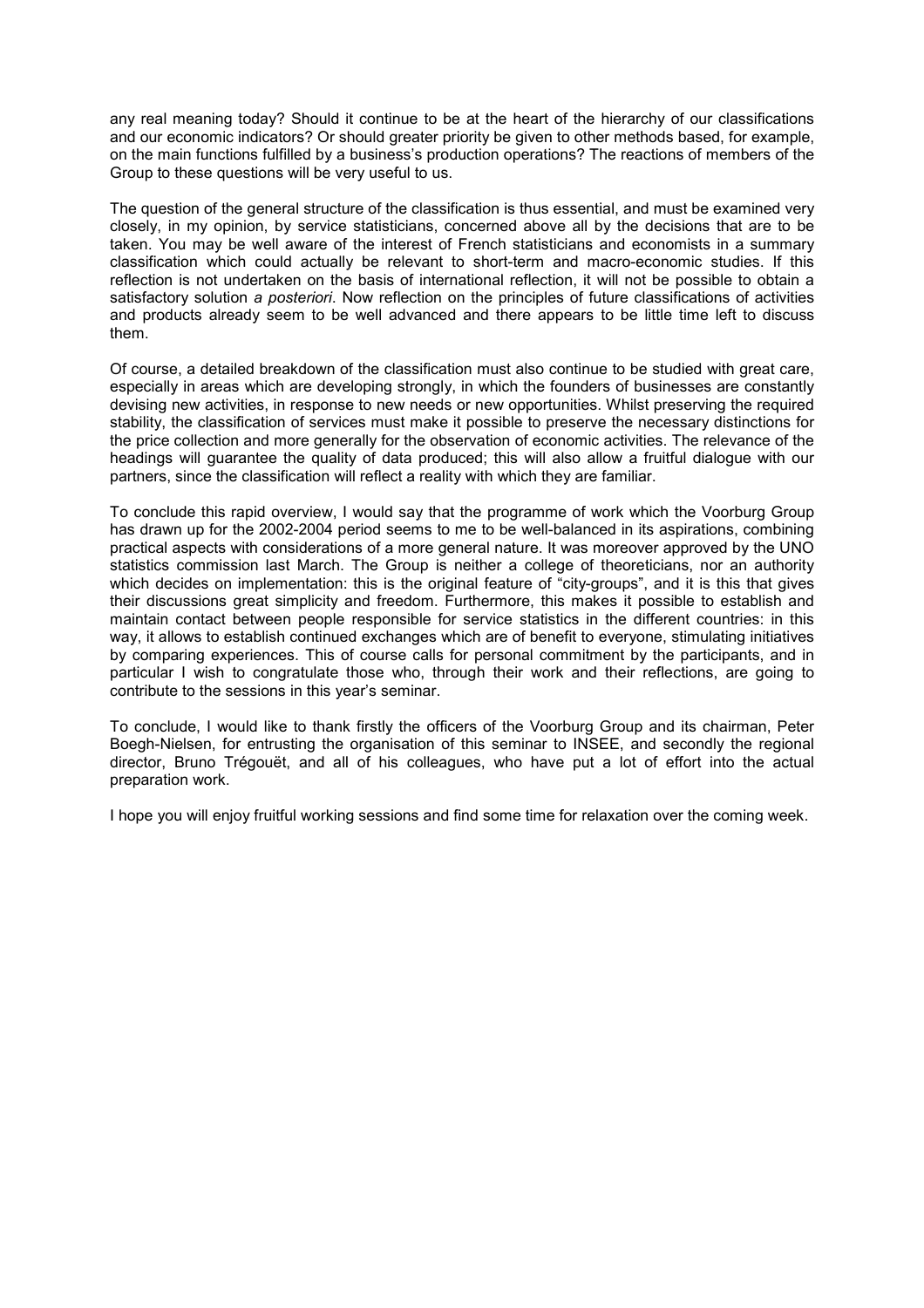any real meaning today? Should it continue to be at the heart of the hierarchy of our classifications and our economic indicators? Or should greater priority be given to other methods based, for example, on the main functions fulfilled by a business's production operations? The reactions of members of the Group to these questions will be very useful to us.

The question of the general structure of the classification is thus essential, and must be examined very closely, in my opinion, by service statisticians, concerned above all by the decisions that are to be taken. You may be well aware of the interest of French statisticians and economists in a summary classification which could actually be relevant to short-term and macro-economic studies. If this reflection is not undertaken on the basis of international reflection, it will not be possible to obtain a satisfactory solution *a posteriori*. Now reflection on the principles of future classifications of activities and products already seem to be well advanced and there appears to be little time left to discuss them.

Of course, a detailed breakdown of the classification must also continue to be studied with great care, especially in areas which are developing strongly, in which the founders of businesses are constantly devising new activities, in response to new needs or new opportunities. Whilst preserving the required stability, the classification of services must make it possible to preserve the necessary distinctions for the price collection and more generally for the observation of economic activities. The relevance of the headings will guarantee the quality of data produced; this will also allow a fruitful dialogue with our partners, since the classification will reflect a reality with which they are familiar.

To conclude this rapid overview, I would say that the programme of work which the Voorburg Group has drawn up for the 2002-2004 period seems to me to be well-balanced in its aspirations, combining practical aspects with considerations of a more general nature. It was moreover approved by the UNO statistics commission last March. The Group is neither a college of theoreticians, nor an authority which decides on implementation: this is the original feature of "city-groups", and it is this that gives their discussions great simplicity and freedom. Furthermore, this makes it possible to establish and maintain contact between people responsible for service statistics in the different countries: in this way, it allows to establish continued exchanges which are of benefit to everyone, stimulating initiatives by comparing experiences. This of course calls for personal commitment by the participants, and in particular I wish to congratulate those who, through their work and their reflections, are going to contribute to the sessions in this year's seminar.

To conclude, I would like to thank firstly the officers of the Voorburg Group and its chairman, Peter Boegh-Nielsen, for entrusting the organisation of this seminar to INSEE, and secondly the regional director, Bruno Trégouët, and all of his colleagues, who have put a lot of effort into the actual preparation work.

I hope you will enjoy fruitful working sessions and find some time for relaxation over the coming week.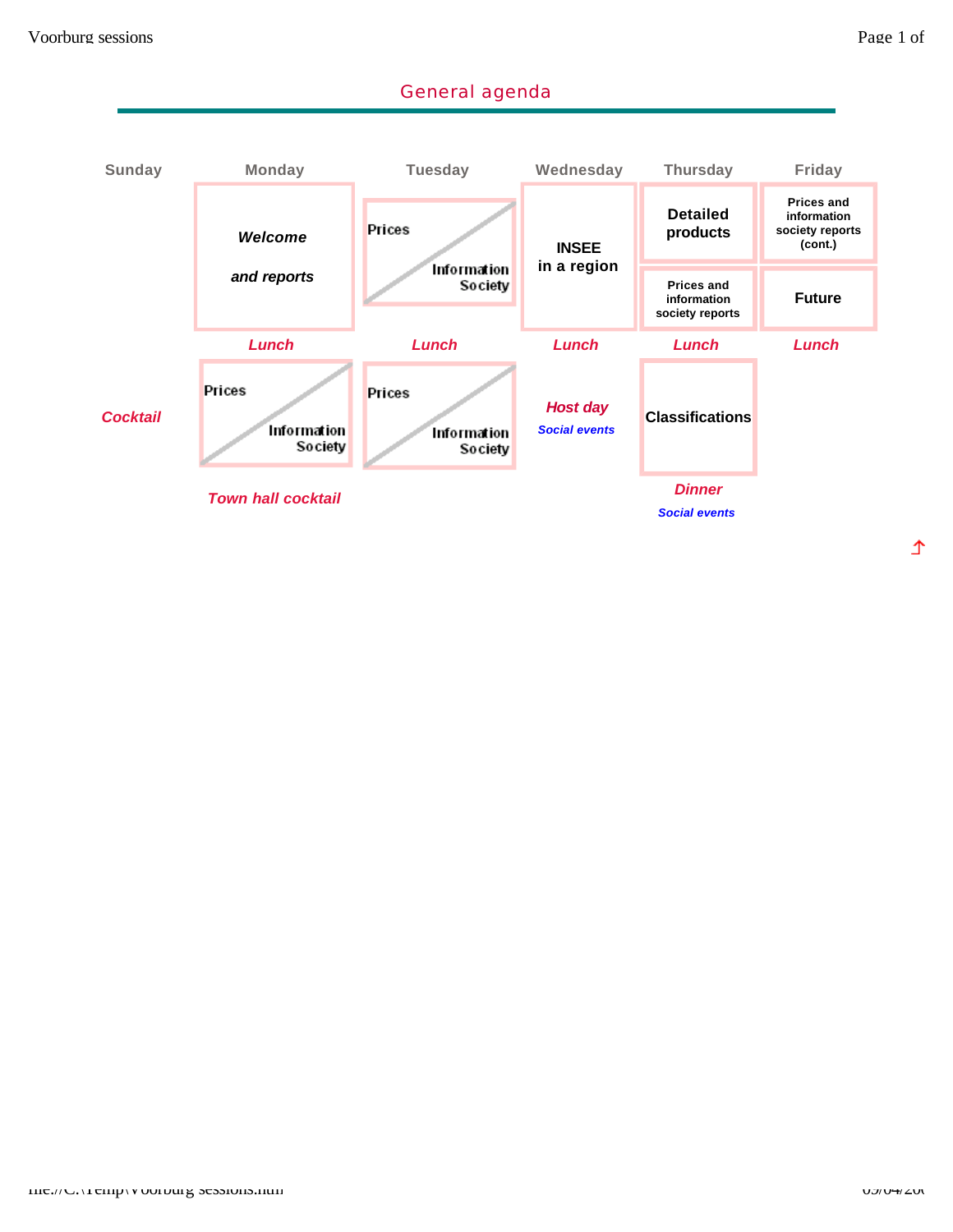## General agenda

| Sunday | Monday | Tuesday | Wednesday | Thursday | Friday |
|---|---|---|---|---|---|
| | ***Welcome and reports*** | Prices / Information Society | **INSEE in a region** | **Detailed products** | **Prices and information society reports (cont.)** |
| | | | | **Prices and information society reports** | **Future** |
| | *Lunch* | *Lunch* | *Lunch* | *Lunch* | *Lunch* |
| *Cocktail* | Prices / Information Society | Prices / Information Society | *Host day* *Social events* | **Classifications** | |
| | *Town hall cocktail* | | | *Dinner* *Social events* | |